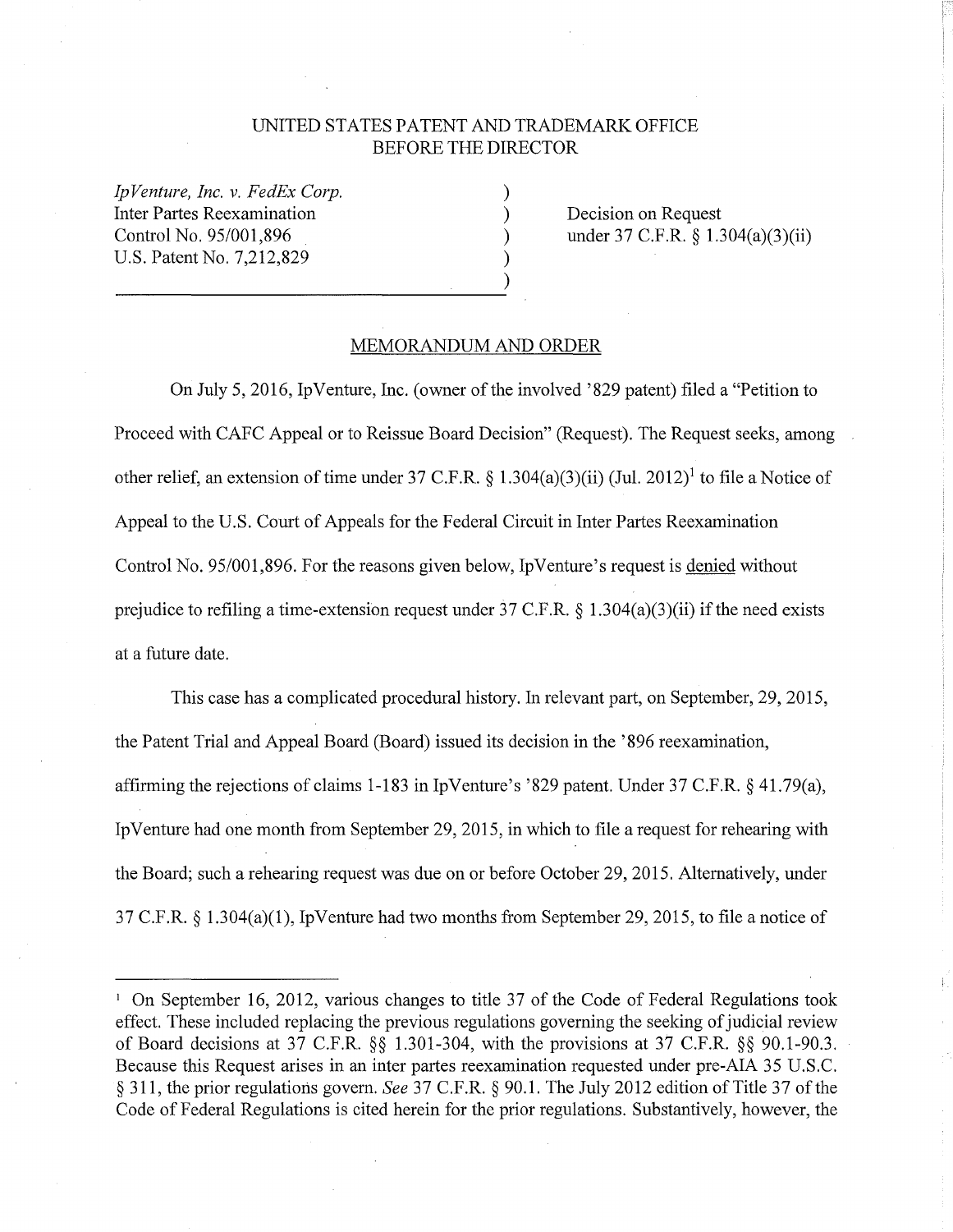UNITED STATES PATENT AND TRADEMARK OFFICE
BEFORE THE DIRECTOR

*IpVenture, Inc. v. FedEx Corp.*
Inter Partes Reexamination
Control No. 95/001,896
U.S. Patent No. 7,212,829

Decision on Request
under 37 C.F.R. § 1.304(a)(3)(ii)

## MEMORANDUM AND ORDER

On July 5, 2016, IpVenture, Inc. (owner of the involved '829 patent) filed a "Petition to Proceed with CAFC Appeal or to Reissue Board Decision" (Request). The Request seeks, among other relief, an extension of time under 37 C.F.R. § 1.304(a)(3)(ii) (Jul. 2012)[1] to file a Notice of Appeal to the U.S. Court of Appeals for the Federal Circuit in Inter Partes Reexamination Control No. 95/001,896. For the reasons given below, IpVenture's request is denied without prejudice to refiling a time-extension request under 37 C.F.R. § 1.304(a)(3)(ii) if the need exists at a future date.

This case has a complicated procedural history. In relevant part, on September, 29, 2015, the Patent Trial and Appeal Board (Board) issued its decision in the '896 reexamination, affirming the rejections of claims 1-183 in IpVenture's '829 patent. Under 37 C.F.R. § 41.79(a), IpVenture had one month from September 29, 2015, in which to file a request for rehearing with the Board; such a rehearing request was due on or before October 29, 2015. Alternatively, under 37 C.F.R. § 1.304(a)(1), IpVenture had two months from September 29, 2015, to file a notice of

[1] On September 16, 2012, various changes to title 37 of the Code of Federal Regulations took effect. These included replacing the previous regulations governing the seeking of judicial review of Board decisions at 37 C.F.R. §§ 1.301-304, with the provisions at 37 C.F.R. §§ 90.1-90.3. Because this Request arises in an inter partes reexamination requested under pre-AIA 35 U.S.C. § 311, the prior regulations govern. *See* 37 C.F.R. § 90.1. The July 2012 edition of Title 37 of the Code of Federal Regulations is cited herein for the prior regulations. Substantively, however, the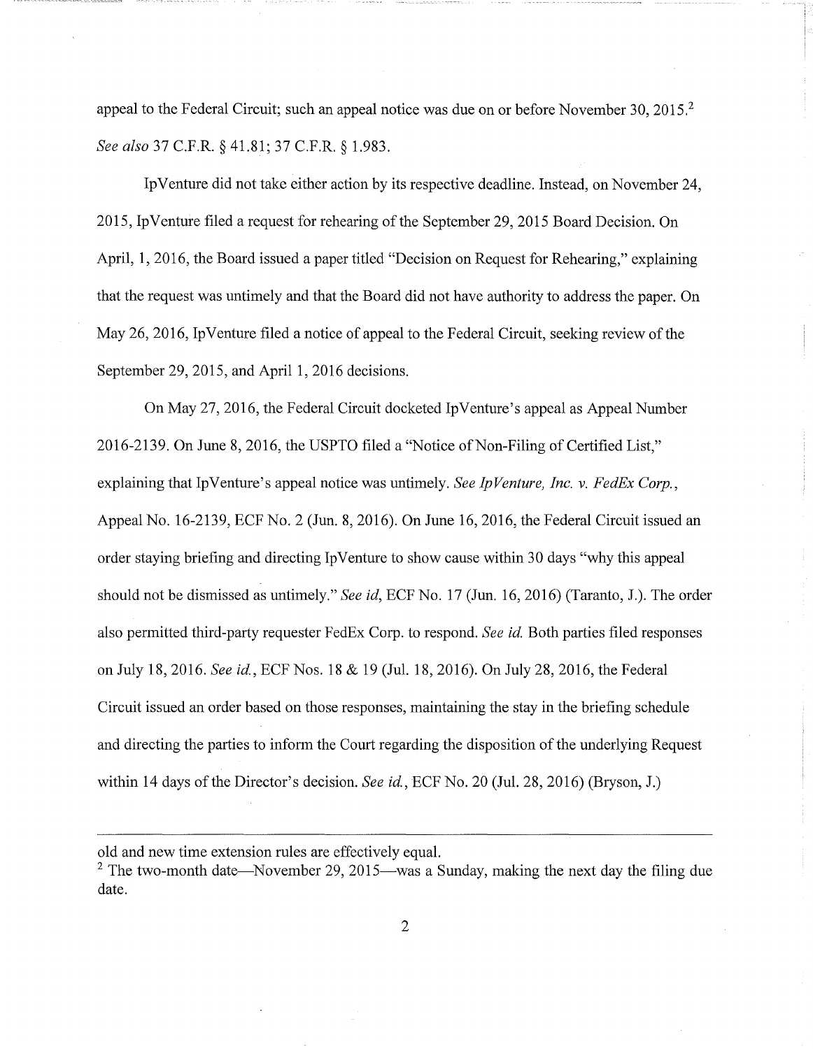appeal to the Federal Circuit; such an appeal notice was due on or before November 30, 2015.[2] *See also* 37 C.F.R. § 41.81; 37 C.F.R. § 1.983.

IpVenture did not take either action by its respective deadline. Instead, on November 24, 2015, IpVenture filed a request for rehearing of the September 29, 2015 Board Decision. On April, 1, 2016, the Board issued a paper titled "Decision on Request for Rehearing," explaining that the request was untimely and that the Board did not have authority to address the paper. On May 26, 2016, IpVenture filed a notice of appeal to the Federal Circuit, seeking review of the September 29, 2015, and April 1, 2016 decisions.

On May 27, 2016, the Federal Circuit docketed IpVenture's appeal as Appeal Number 2016-2139. On June 8, 2016, the USPTO filed a "Notice of Non-Filing of Certified List," explaining that IpVenture's appeal notice was untimely. *See IpVenture, Inc. v. FedEx Corp.*, Appeal No. 16-2139, ECF No. 2 (Jun. 8, 2016). On June 16, 2016, the Federal Circuit issued an order staying briefing and directing IpVenture to show cause within 30 days "why this appeal should not be dismissed as untimely." *See id*, ECF No. 17 (Jun. 16, 2016) (Taranto, J.). The order also permitted third-party requester FedEx Corp. to respond. *See id.* Both parties filed responses on July 18, 2016. *See id.*, ECF Nos. 18 & 19 (Jul. 18, 2016). On July 28, 2016, the Federal Circuit issued an order based on those responses, maintaining the stay in the briefing schedule and directing the parties to inform the Court regarding the disposition of the underlying Request within 14 days of the Director's decision. *See id.*, ECF No. 20 (Jul. 28, 2016) (Bryson, J.)

---

old and new time extension rules are effectively equal.

[2] The two-month date—November 29, 2015—was a Sunday, making the next day the filing due date.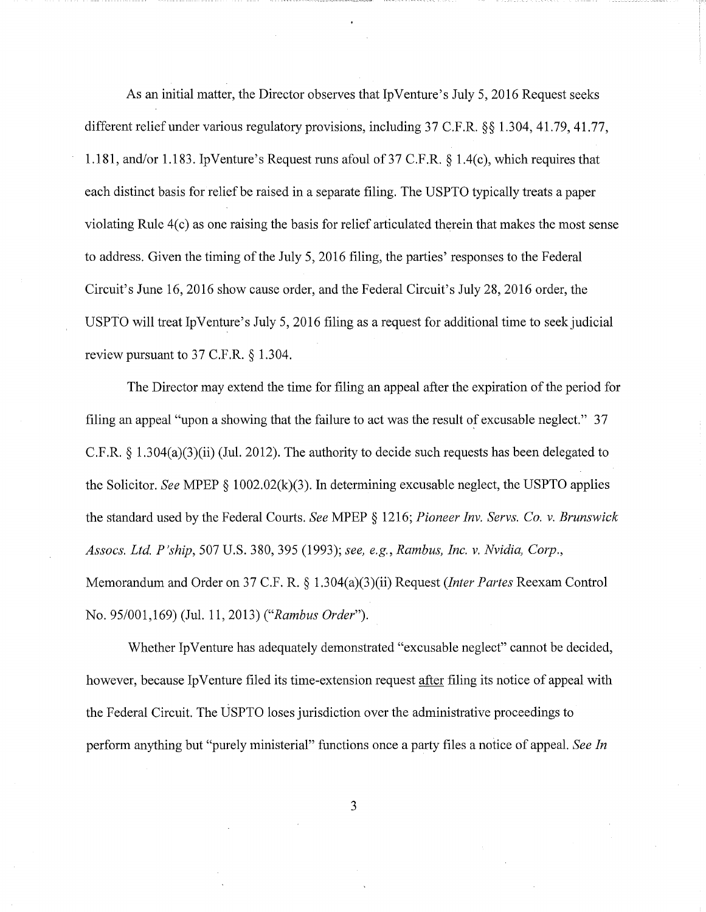As an initial matter, the Director observes that IpVenture's July 5, 2016 Request seeks different relief under various regulatory provisions, including 37 C.F.R. §§ 1.304, 41.79, 41.77, 1.181, and/or 1.183. IpVenture's Request runs afoul of 37 C.F.R. § 1.4(c), which requires that each distinct basis for relief be raised in a separate filing. The USPTO typically treats a paper violating Rule 4(c) as one raising the basis for relief articulated therein that makes the most sense to address. Given the timing of the July 5, 2016 filing, the parties' responses to the Federal Circuit's June 16, 2016 show cause order, and the Federal Circuit's July 28, 2016 order, the USPTO will treat IpVenture's July 5, 2016 filing as a request for additional time to seek judicial review pursuant to 37 C.F.R. § 1.304.

The Director may extend the time for filing an appeal after the expiration of the period for filing an appeal "upon a showing that the failure to act was the result of excusable neglect." 37 C.F.R. § 1.304(a)(3)(ii) (Jul. 2012). The authority to decide such requests has been delegated to the Solicitor. *See* MPEP § 1002.02(k)(3). In determining excusable neglect, the USPTO applies the standard used by the Federal Courts. *See* MPEP § 1216; *Pioneer Inv. Servs. Co. v. Brunswick Assocs. Ltd. P'ship*, 507 U.S. 380, 395 (1993); *see, e.g., Rambus, Inc. v. Nvidia, Corp.*, Memorandum and Order on 37 C.F. R. § 1.304(a)(3)(ii) Request (*Inter Partes* Reexam Control No. 95/001,169) (Jul. 11, 2013) ("*Rambus Order*").

Whether IpVenture has adequately demonstrated "excusable neglect" cannot be decided, however, because IpVenture filed its time-extension request after filing its notice of appeal with the Federal Circuit. The USPTO loses jurisdiction over the administrative proceedings to perform anything but "purely ministerial" functions once a party files a notice of appeal. *See In*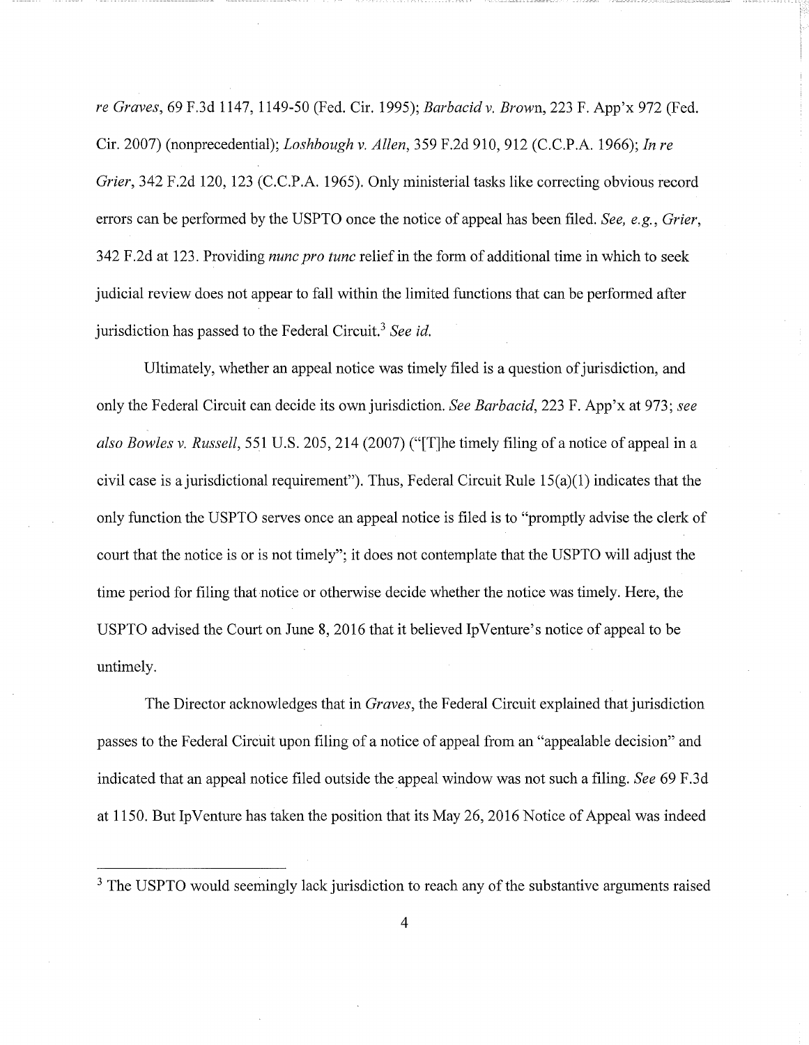*re Graves*, 69 F.3d 1147, 1149-50 (Fed. Cir. 1995); *Barbacid v. Brown*, 223 F. App'x 972 (Fed. Cir. 2007) (nonprecedential); *Loshbough v. Allen*, 359 F.2d 910, 912 (C.C.P.A. 1966); *In re Grier*, 342 F.2d 120, 123 (C.C.P.A. 1965). Only ministerial tasks like correcting obvious record errors can be performed by the USPTO once the notice of appeal has been filed. *See, e.g.*, *Grier*, 342 F.2d at 123. Providing *nunc pro tunc* relief in the form of additional time in which to seek judicial review does not appear to fall within the limited functions that can be performed after jurisdiction has passed to the Federal Circuit.[3] *See id.*

Ultimately, whether an appeal notice was timely filed is a question of jurisdiction, and only the Federal Circuit can decide its own jurisdiction. *See Barbacid*, 223 F. App'x at 973; *see also Bowles v. Russell*, 551 U.S. 205, 214 (2007) ("[T]he timely filing of a notice of appeal in a civil case is a jurisdictional requirement"). Thus, Federal Circuit Rule 15(a)(1) indicates that the only function the USPTO serves once an appeal notice is filed is to "promptly advise the clerk of court that the notice is or is not timely"; it does not contemplate that the USPTO will adjust the time period for filing that notice or otherwise decide whether the notice was timely. Here, the USPTO advised the Court on June 8, 2016 that it believed IpVenture's notice of appeal to be untimely.

The Director acknowledges that in *Graves*, the Federal Circuit explained that jurisdiction passes to the Federal Circuit upon filing of a notice of appeal from an "appealable decision" and indicated that an appeal notice filed outside the appeal window was not such a filing. *See* 69 F.3d at 1150. But IpVenture has taken the position that its May 26, 2016 Notice of Appeal was indeed

---

[3] The USPTO would seemingly lack jurisdiction to reach any of the substantive arguments raised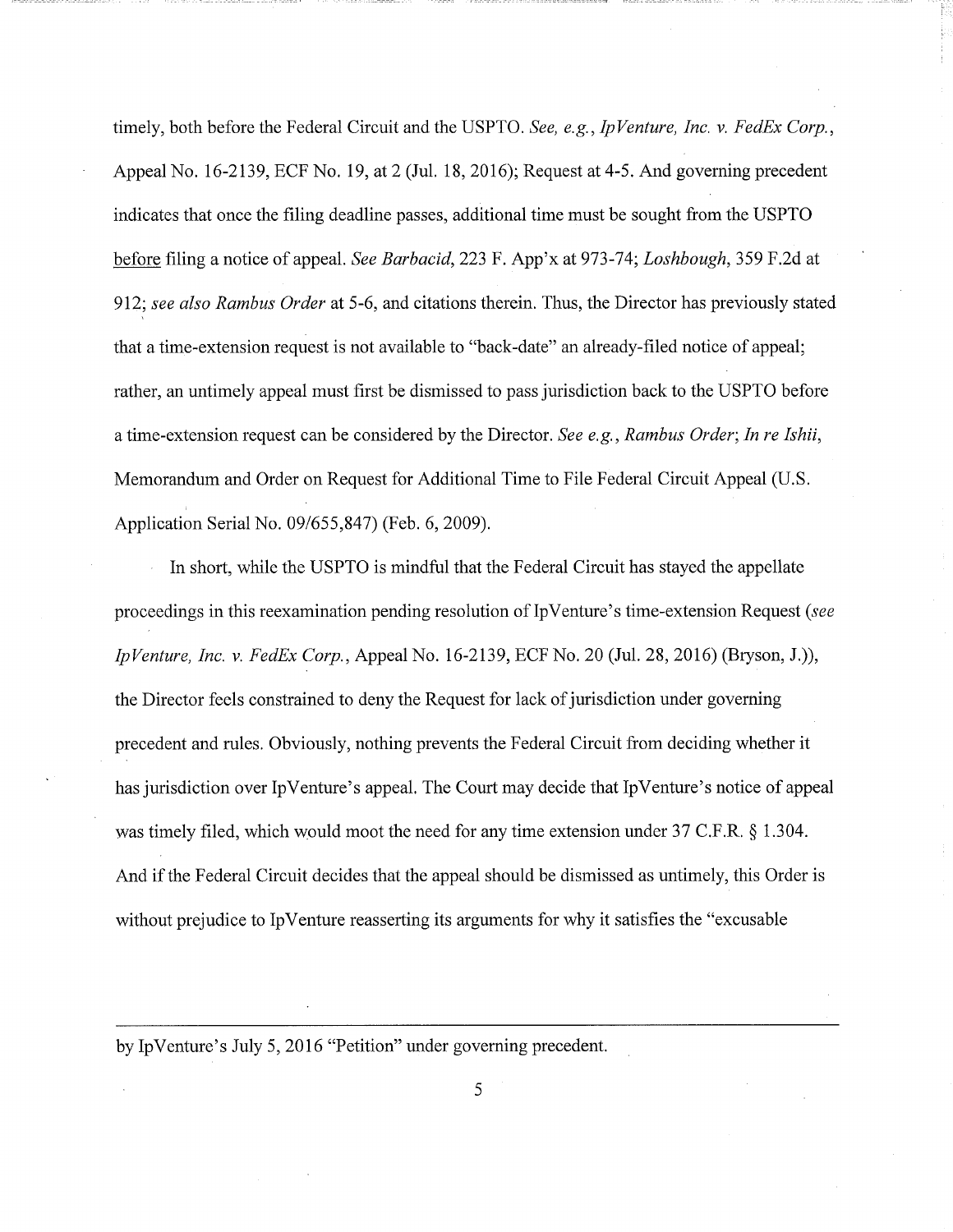timely, both before the Federal Circuit and the USPTO. *See, e.g.*, *IpVenture, Inc. v. FedEx Corp.*, Appeal No. 16-2139, ECF No. 19, at 2 (Jul. 18, 2016); Request at 4-5. And governing precedent indicates that once the filing deadline passes, additional time must be sought from the USPTO <u>before</u> filing a notice of appeal. *See Barbacid*, 223 F. App'x at 973-74; *Loshbough*, 359 F.2d at 912; *see also Rambus Order* at 5-6, and citations therein. Thus, the Director has previously stated that a time-extension request is not available to "back-date" an already-filed notice of appeal; rather, an untimely appeal must first be dismissed to pass jurisdiction back to the USPTO before a time-extension request can be considered by the Director. *See e.g.*, *Rambus Order*; *In re Ishii*, Memorandum and Order on Request for Additional Time to File Federal Circuit Appeal (U.S. Application Serial No. 09/655,847) (Feb. 6, 2009).

In short, while the USPTO is mindful that the Federal Circuit has stayed the appellate proceedings in this reexamination pending resolution of IpVenture's time-extension Request (*see IpVenture, Inc. v. FedEx Corp.*, Appeal No. 16-2139, ECF No. 20 (Jul. 28, 2016) (Bryson, J.)), the Director feels constrained to deny the Request for lack of jurisdiction under governing precedent and rules. Obviously, nothing prevents the Federal Circuit from deciding whether it has jurisdiction over IpVenture's appeal. The Court may decide that IpVenture's notice of appeal was timely filed, which would moot the need for any time extension under 37 C.F.R. § 1.304. And if the Federal Circuit decides that the appeal should be dismissed as untimely, this Order is without prejudice to IpVenture reasserting its arguments for why it satisfies the "excusable

---

by IpVenture's July 5, 2016 "Petition" under governing precedent.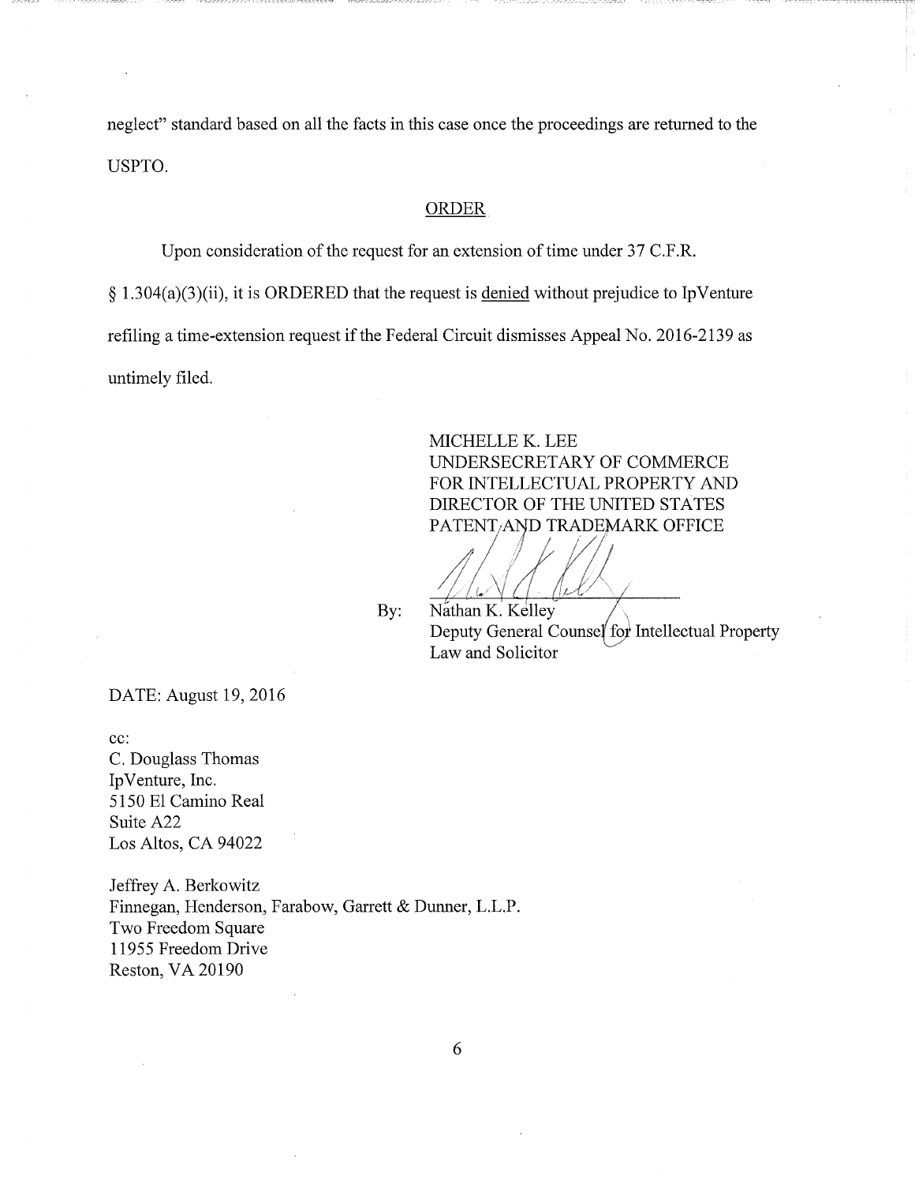neglect" standard based on all the facts in this case once the proceedings are returned to the USPTO.

## ORDER

Upon consideration of the request for an extension of time under 37 C.F.R. § 1.304(a)(3)(ii), it is ORDERED that the request is denied without prejudice to IpVenture refiling a time-extension request if the Federal Circuit dismisses Appeal No. 2016-2139 as untimely filed.

MICHELLE K. LEE
UNDERSECRETARY OF COMMERCE
FOR INTELLECTUAL PROPERTY AND
DIRECTOR OF THE UNITED STATES
PATENT AND TRADEMARK OFFICE

By: Nathan K. Kelley
Deputy General Counsel for Intellectual Property
Law and Solicitor

DATE: August 19, 2016

cc:
C. Douglass Thomas
IpVenture, Inc.
5150 El Camino Real
Suite A22
Los Altos, CA 94022

Jeffrey A. Berkowitz
Finnegan, Henderson, Farabow, Garrett & Dunner, L.L.P.
Two Freedom Square
11955 Freedom Drive
Reston, VA 20190